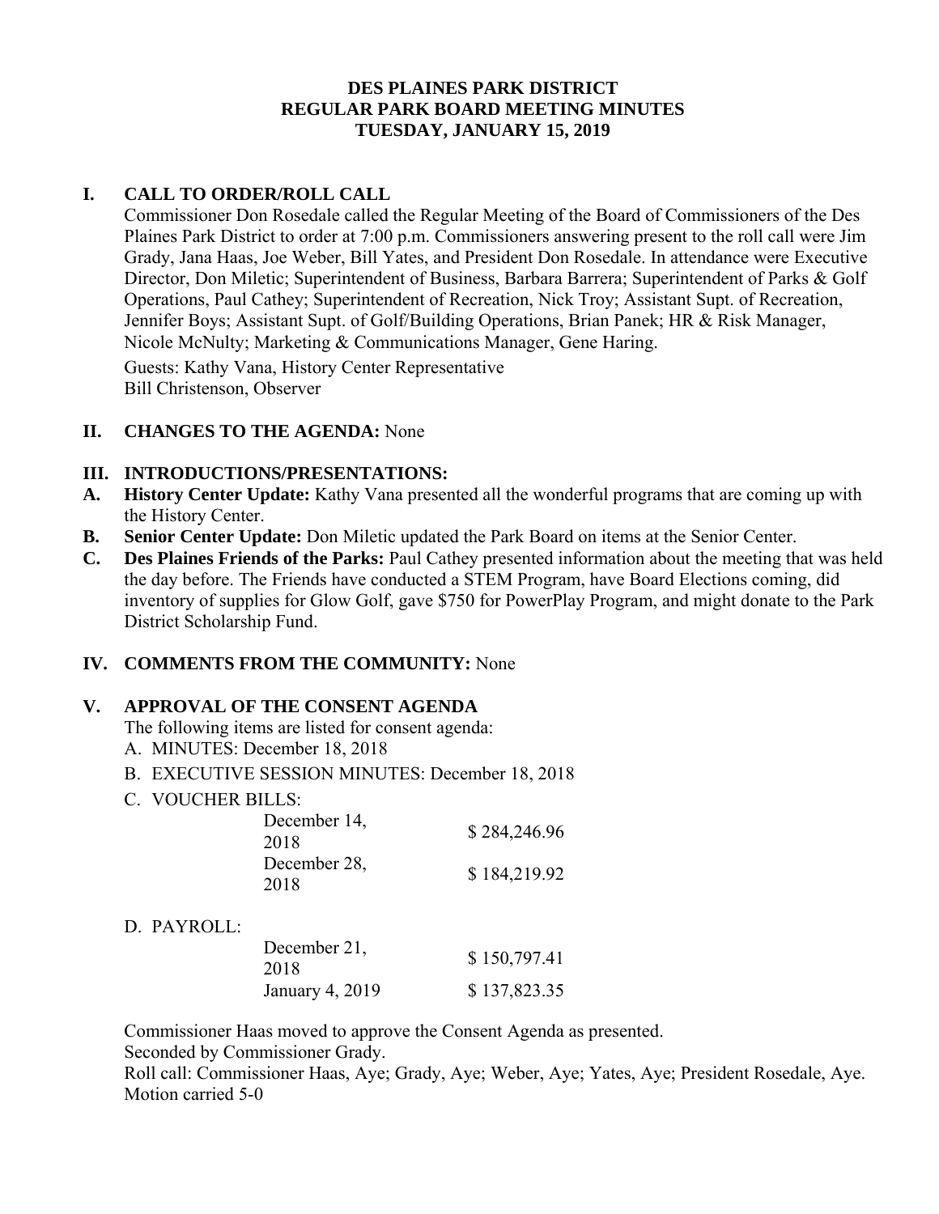# DES PLAINES PARK DISTRICT
## REGULAR PARK BOARD MEETING MINUTES
## TUESDAY, JANUARY 15, 2019

## I. CALL TO ORDER/ROLL CALL

Commissioner Don Rosedale called the Regular Meeting of the Board of Commissioners of the Des Plaines Park District to order at 7:00 p.m. Commissioners answering present to the roll call were Jim Grady, Jana Haas, Joe Weber, Bill Yates, and President Don Rosedale. In attendance were Executive Director, Don Miletic; Superintendent of Business, Barbara Barrera; Superintendent of Parks & Golf Operations, Paul Cathey; Superintendent of Recreation, Nick Troy; Assistant Supt. of Recreation, Jennifer Boys; Assistant Supt. of Golf/Building Operations, Brian Panek; HR & Risk Manager, Nicole McNulty; Marketing & Communications Manager, Gene Haring.

Guests: Kathy Vana, History Center Representative
Bill Christenson, Observer

## II. CHANGES TO THE AGENDA: None

## III. INTRODUCTIONS/PRESENTATIONS:

**A. History Center Update:** Kathy Vana presented all the wonderful programs that are coming up with the History Center.

**B. Senior Center Update:** Don Miletic updated the Park Board on items at the Senior Center.

**C. Des Plaines Friends of the Parks:** Paul Cathey presented information about the meeting that was held the day before. The Friends have conducted a STEM Program, have Board Elections coming, did inventory of supplies for Glow Golf, gave $750 for PowerPlay Program, and might donate to the Park District Scholarship Fund.

## IV. COMMENTS FROM THE COMMUNITY: None

## V. APPROVAL OF THE CONSENT AGENDA

The following items are listed for consent agenda:

A. MINUTES: December 18, 2018

B. EXECUTIVE SESSION MINUTES: December 18, 2018

C. VOUCHER BILLS:

| | |
|---|---|
| December 14, 2018 | $ 284,246.96 |
| December 28, 2018 | $ 184,219.92 |

D. PAYROLL:

| | |
|---|---|
| December 21, 2018 | $ 150,797.41 |
| January 4, 2019 | $ 137,823.35 |

Commissioner Haas moved to approve the Consent Agenda as presented.
Seconded by Commissioner Grady.
Roll call: Commissioner Haas, Aye; Grady, Aye; Weber, Aye; Yates, Aye; President Rosedale, Aye.
Motion carried 5-0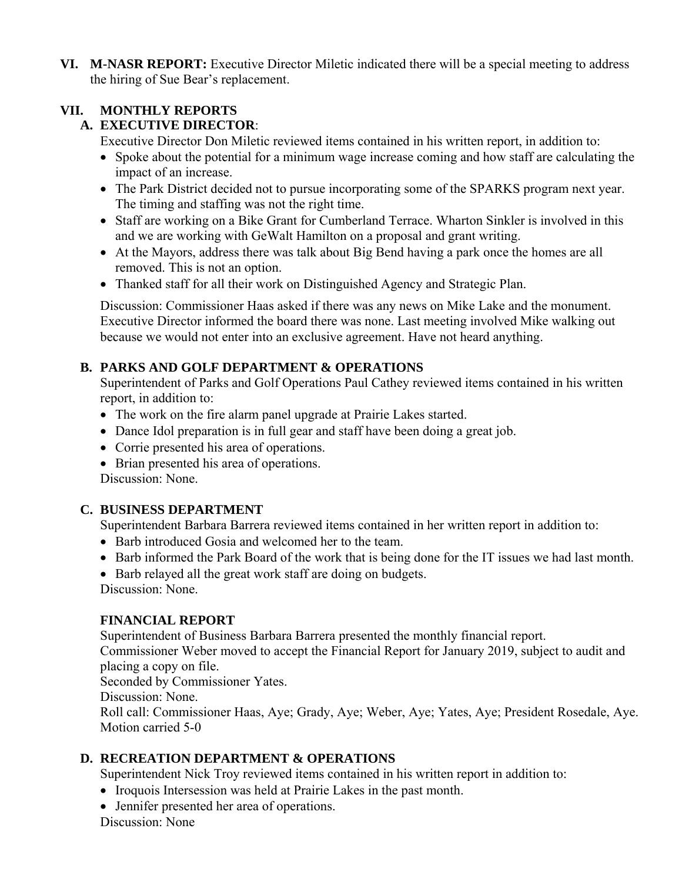**VI. M-NASR REPORT:** Executive Director Miletic indicated there will be a special meeting to address the hiring of Sue Bear's replacement.

**VII. MONTHLY REPORTS**

**A. EXECUTIVE DIRECTOR**:

Executive Director Don Miletic reviewed items contained in his written report, in addition to:

- Spoke about the potential for a minimum wage increase coming and how staff are calculating the impact of an increase.
- The Park District decided not to pursue incorporating some of the SPARKS program next year. The timing and staffing was not the right time.
- Staff are working on a Bike Grant for Cumberland Terrace. Wharton Sinkler is involved in this and we are working with GeWalt Hamilton on a proposal and grant writing.
- At the Mayors, address there was talk about Big Bend having a park once the homes are all removed. This is not an option.
- Thanked staff for all their work on Distinguished Agency and Strategic Plan.

Discussion: Commissioner Haas asked if there was any news on Mike Lake and the monument. Executive Director informed the board there was none. Last meeting involved Mike walking out because we would not enter into an exclusive agreement. Have not heard anything.

**B. PARKS AND GOLF DEPARTMENT & OPERATIONS**

Superintendent of Parks and Golf Operations Paul Cathey reviewed items contained in his written report, in addition to:

- The work on the fire alarm panel upgrade at Prairie Lakes started.
- Dance Idol preparation is in full gear and staff have been doing a great job.
- Corrie presented his area of operations.
- Brian presented his area of operations.

Discussion: None.

**C. BUSINESS DEPARTMENT**

Superintendent Barbara Barrera reviewed items contained in her written report in addition to:

- Barb introduced Gosia and welcomed her to the team.
- Barb informed the Park Board of the work that is being done for the IT issues we had last month.
- Barb relayed all the great work staff are doing on budgets.

Discussion: None.

**FINANCIAL REPORT**

Superintendent of Business Barbara Barrera presented the monthly financial report.
Commissioner Weber moved to accept the Financial Report for January 2019, subject to audit and placing a copy on file.
Seconded by Commissioner Yates.
Discussion: None.
Roll call: Commissioner Haas, Aye; Grady, Aye; Weber, Aye; Yates, Aye; President Rosedale, Aye.
Motion carried 5-0

**D. RECREATION DEPARTMENT & OPERATIONS**

Superintendent Nick Troy reviewed items contained in his written report in addition to:

- Iroquois Intersession was held at Prairie Lakes in the past month.
- Jennifer presented her area of operations.

Discussion: None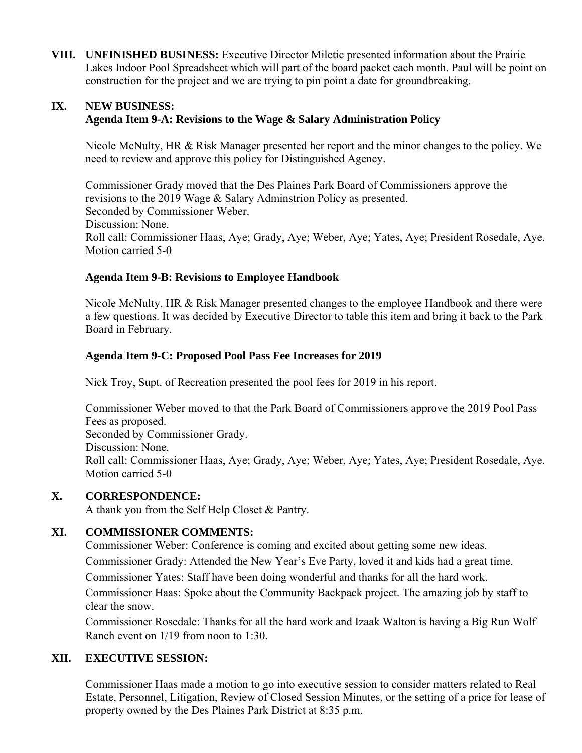**VIII. UNFINISHED BUSINESS:** Executive Director Miletic presented information about the Prairie Lakes Indoor Pool Spreadsheet which will part of the board packet each month. Paul will be point on construction for the project and we are trying to pin point a date for groundbreaking.

**IX. NEW BUSINESS:**

**Agenda Item 9-A: Revisions to the Wage & Salary Administration Policy**

Nicole McNulty, HR & Risk Manager presented her report and the minor changes to the policy. We need to review and approve this policy for Distinguished Agency.

Commissioner Grady moved that the Des Plaines Park Board of Commissioners approve the revisions to the 2019 Wage & Salary Adminstrion Policy as presented.
Seconded by Commissioner Weber.
Discussion: None.
Roll call: Commissioner Haas, Aye; Grady, Aye; Weber, Aye; Yates, Aye; President Rosedale, Aye.
Motion carried 5-0

**Agenda Item 9-B: Revisions to Employee Handbook**

Nicole McNulty, HR & Risk Manager presented changes to the employee Handbook and there were a few questions. It was decided by Executive Director to table this item and bring it back to the Park Board in February.

**Agenda Item 9-C: Proposed Pool Pass Fee Increases for 2019**

Nick Troy, Supt. of Recreation presented the pool fees for 2019 in his report.

Commissioner Weber moved to that the Park Board of Commissioners approve the 2019 Pool Pass Fees as proposed.
Seconded by Commissioner Grady.
Discussion: None.
Roll call: Commissioner Haas, Aye; Grady, Aye; Weber, Aye; Yates, Aye; President Rosedale, Aye.
Motion carried 5-0

**X. CORRESPONDENCE:**

A thank you from the Self Help Closet & Pantry.

**XI. COMMISSIONER COMMENTS:**

Commissioner Weber: Conference is coming and excited about getting some new ideas.

Commissioner Grady: Attended the New Year's Eve Party, loved it and kids had a great time.

Commissioner Yates: Staff have been doing wonderful and thanks for all the hard work.

Commissioner Haas: Spoke about the Community Backpack project. The amazing job by staff to clear the snow.

Commissioner Rosedale: Thanks for all the hard work and Izaak Walton is having a Big Run Wolf Ranch event on 1/19 from noon to 1:30.

**XII. EXECUTIVE SESSION:**

Commissioner Haas made a motion to go into executive session to consider matters related to Real Estate, Personnel, Litigation, Review of Closed Session Minutes, or the setting of a price for lease of property owned by the Des Plaines Park District at 8:35 p.m.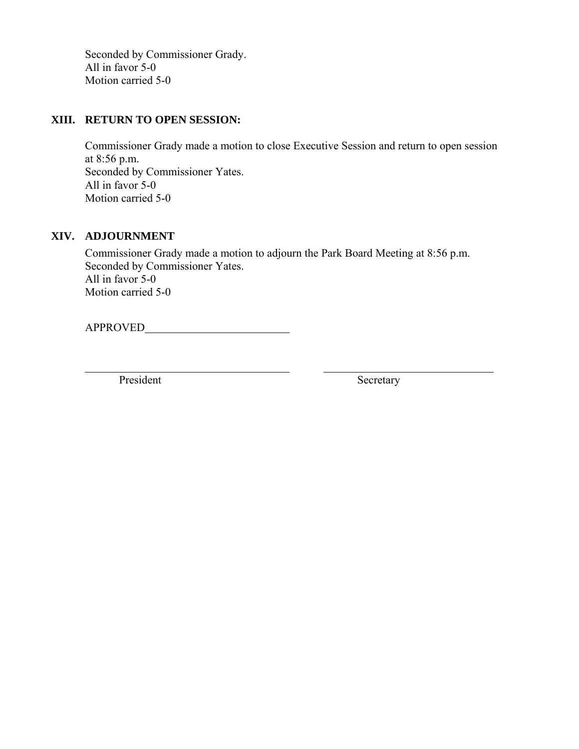Seconded by Commissioner Grady.
All in favor 5-0
Motion carried 5-0

## XIII. RETURN TO OPEN SESSION:

Commissioner Grady made a motion to close Executive Session and return to open session at 8:56 p.m.
Seconded by Commissioner Yates.
All in favor 5-0
Motion carried 5-0

## XIV. ADJOURNMENT

Commissioner Grady made a motion to adjourn the Park Board Meeting at 8:56 p.m.
Seconded by Commissioner Yates.
All in favor 5-0
Motion carried 5-0

APPROVED___________________________

_________________________________ _________________________________
President Secretary